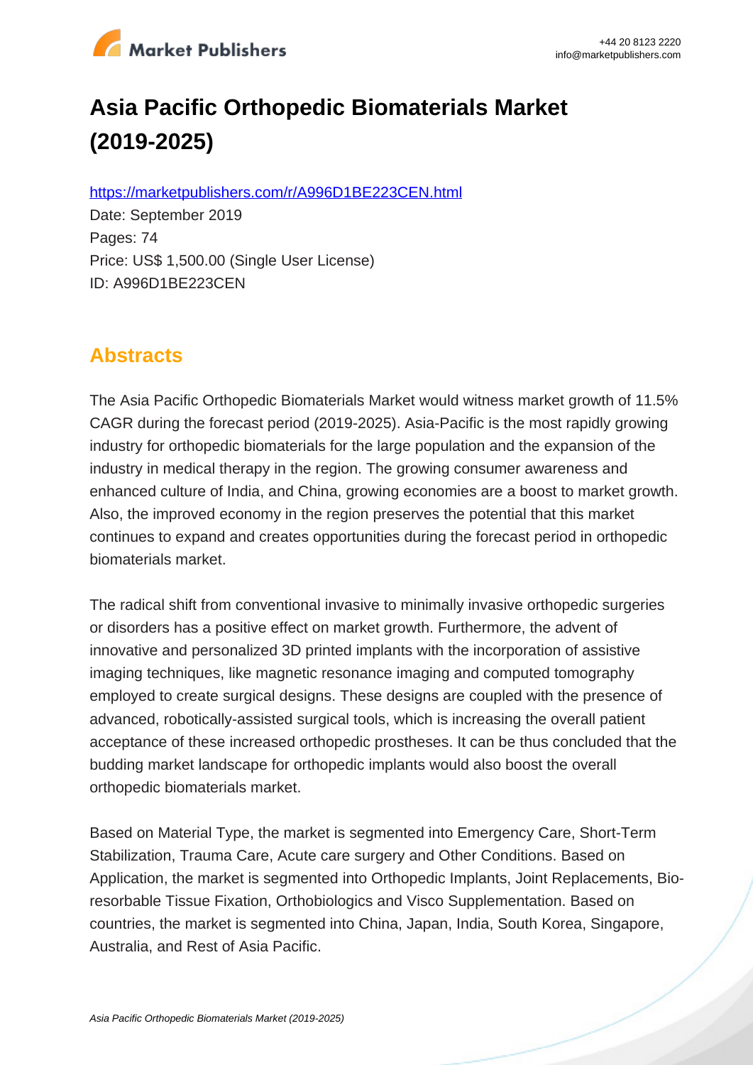# Asia Pacific Orthopedic Biomaterials Market (2019-2025)

https://marketpublishers.com/r/A996D1BE223CEN.html

Date: September 2019

Pages: 74

Price: US$ 1,500.00 (Single User License)

ID: A996D1BE223CEN

## Abstracts

The Asia Pacific Orthopedic Biomaterials Market would witness market growth of 11.5% CAGR during the forecast period (2019-2025). Asia-Pacific is the most rapidly growing industry for orthopedic biomaterials for the large population and the expansion of the industry in medical therapy in the region. The growing consumer awareness and enhanced culture of India, and China, growing economies are a boost to market growth. Also, the improved economy in the region preserves the potential that this market continues to expand and creates opportunities during the forecast period in orthopedic biomaterials market.

The radical shift from conventional invasive to minimally invasive orthopedic surgeries or disorders has a positive effect on market growth. Furthermore, the advent of innovative and personalized 3D printed implants with the incorporation of assistive imaging techniques, like magnetic resonance imaging and computed tomography employed to create surgical designs. These designs are coupled with the presence of advanced, robotically-assisted surgical tools, which is increasing the overall patient acceptance of these increased orthopedic prostheses. It can be thus concluded that the budding market landscape for orthopedic implants would also boost the overall orthopedic biomaterials market.

Based on Material Type, the market is segmented into Emergency Care, Short-Term Stabilization, Trauma Care, Acute care surgery and Other Conditions. Based on Application, the market is segmented into Orthopedic Implants, Joint Replacements, Bio-resorbable Tissue Fixation, Orthobiologics and Visco Supplementation. Based on countries, the market is segmented into China, Japan, India, South Korea, Singapore, Australia, and Rest of Asia Pacific.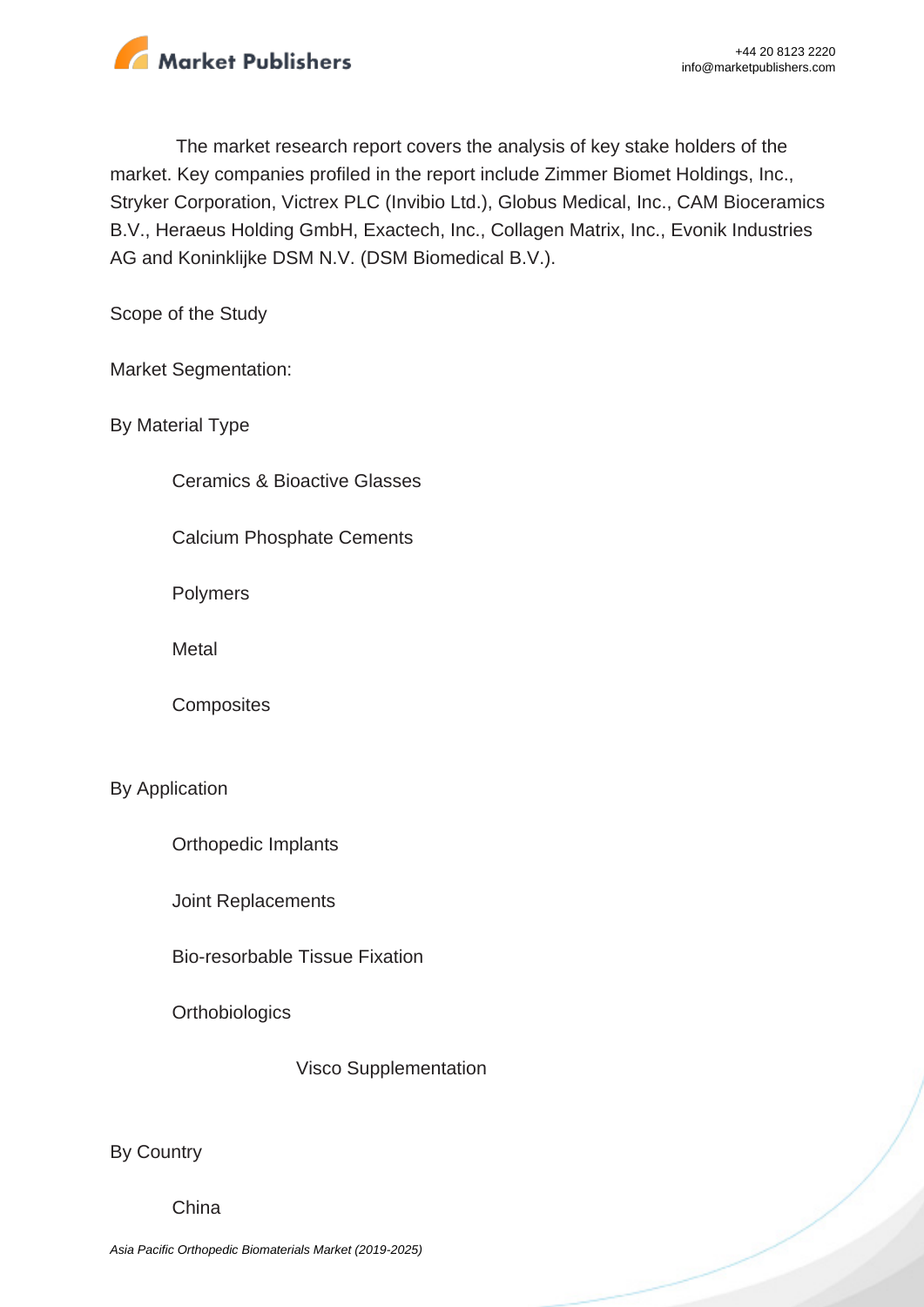The market research report covers the analysis of key stake holders of the market. Key companies profiled in the report include Zimmer Biomet Holdings, Inc., Stryker Corporation, Victrex PLC (Invibio Ltd.), Globus Medical, Inc., CAM Bioceramics B.V., Heraeus Holding GmbH, Exactech, Inc., Collagen Matrix, Inc., Evonik Industries AG and Koninklijke DSM N.V. (DSM Biomedical B.V.).

Scope of the Study

Market Segmentation:

By Material Type

- Ceramics & Bioactive Glasses
- Calcium Phosphate Cements
- Polymers
- Metal
- Composites

By Application

- Orthopedic Implants
- Joint Replacements
- Bio-resorbable Tissue Fixation
- Orthobiologics
    - Visco Supplementation

By Country

- China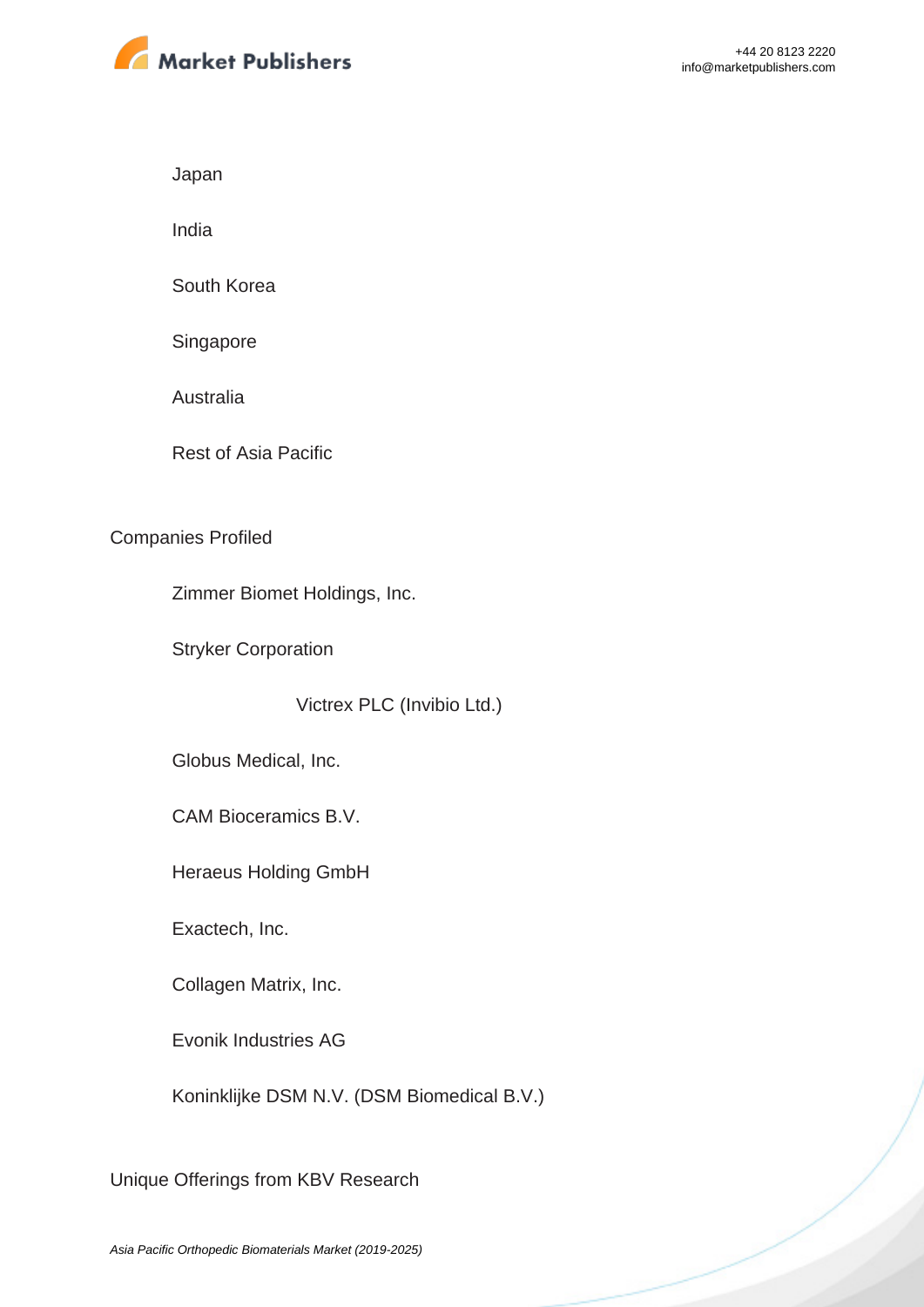- Japan
- India
- South Korea
- Singapore
- Australia
- Rest of Asia Pacific

Companies Profiled

- Zimmer Biomet Holdings, Inc.
- Stryker Corporation
- Victrex PLC (Invibio Ltd.)
- Globus Medical, Inc.
- CAM Bioceramics B.V.
- Heraeus Holding GmbH
- Exactech, Inc.
- Collagen Matrix, Inc.
- Evonik Industries AG
- Koninklijke DSM N.V. (DSM Biomedical B.V.)

Unique Offerings from KBV Research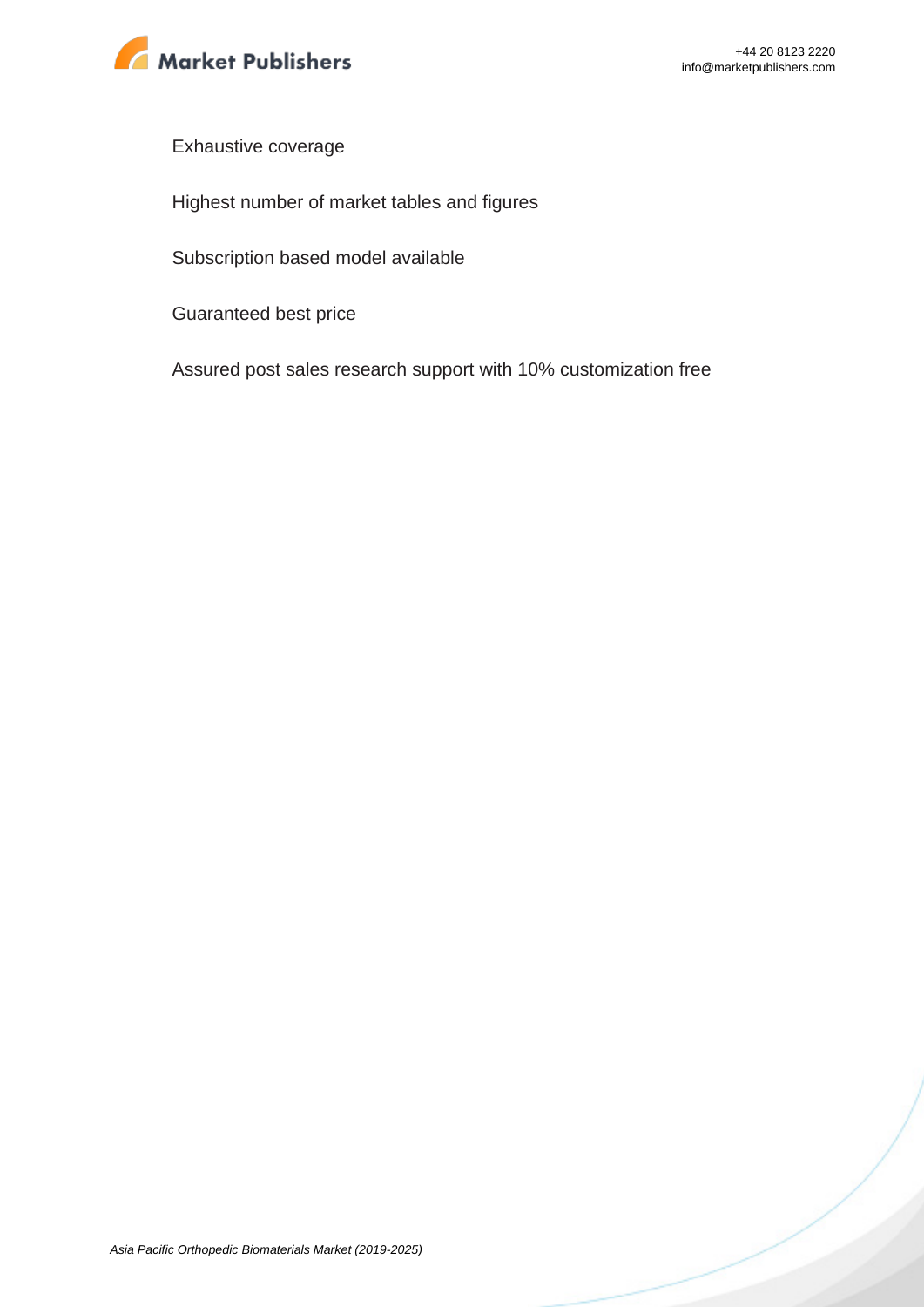Exhaustive coverage

Highest number of market tables and figures

Subscription based model available

Guaranteed best price

Assured post sales research support with 10% customization free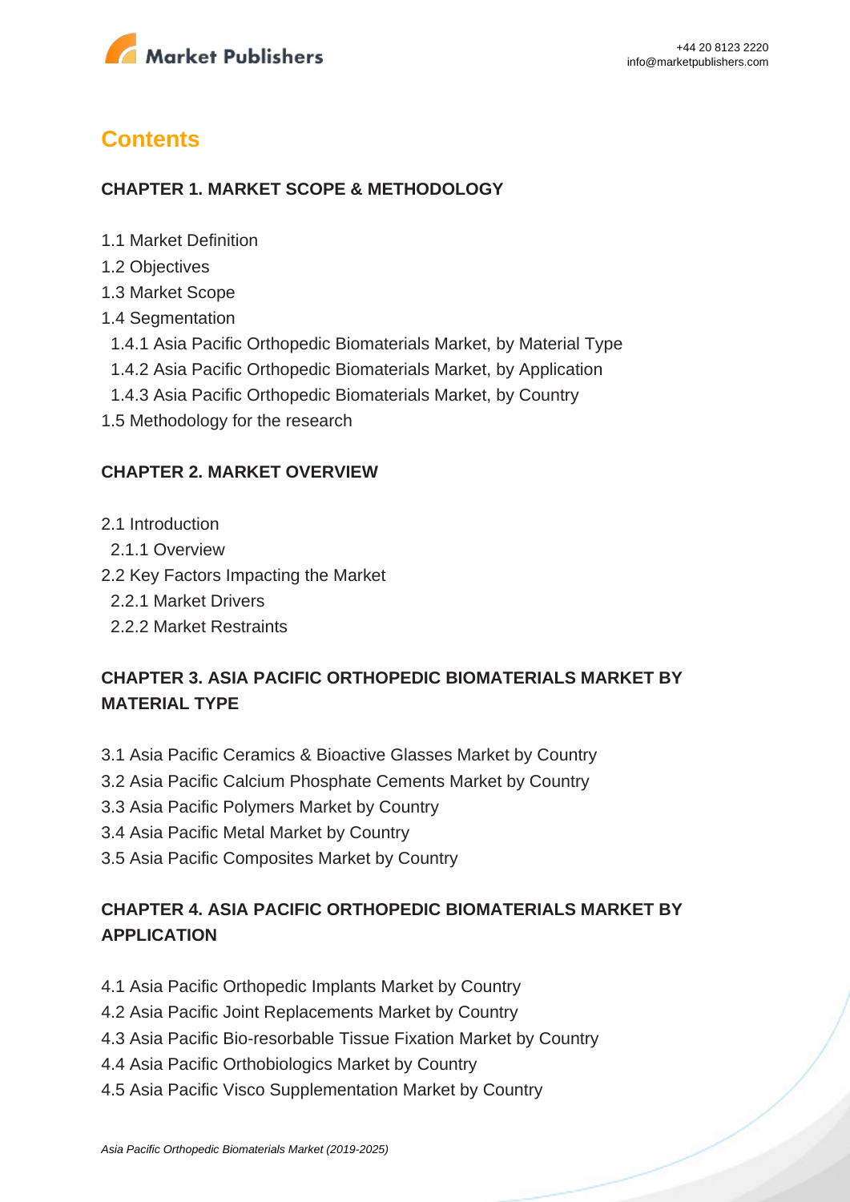## Contents

### CHAPTER 1. MARKET SCOPE & METHODOLOGY

- 1.1 Market Definition
- 1.2 Objectives
- 1.3 Market Scope
- 1.4 Segmentation
  - 1.4.1 Asia Pacific Orthopedic Biomaterials Market, by Material Type
  - 1.4.2 Asia Pacific Orthopedic Biomaterials Market, by Application
  - 1.4.3 Asia Pacific Orthopedic Biomaterials Market, by Country
- 1.5 Methodology for the research

### CHAPTER 2. MARKET OVERVIEW

- 2.1 Introduction
  - 2.1.1 Overview
- 2.2 Key Factors Impacting the Market
  - 2.2.1 Market Drivers
  - 2.2.2 Market Restraints

### CHAPTER 3. ASIA PACIFIC ORTHOPEDIC BIOMATERIALS MARKET BY MATERIAL TYPE

- 3.1 Asia Pacific Ceramics & Bioactive Glasses Market by Country
- 3.2 Asia Pacific Calcium Phosphate Cements Market by Country
- 3.3 Asia Pacific Polymers Market by Country
- 3.4 Asia Pacific Metal Market by Country
- 3.5 Asia Pacific Composites Market by Country

### CHAPTER 4. ASIA PACIFIC ORTHOPEDIC BIOMATERIALS MARKET BY APPLICATION

- 4.1 Asia Pacific Orthopedic Implants Market by Country
- 4.2 Asia Pacific Joint Replacements Market by Country
- 4.3 Asia Pacific Bio-resorbable Tissue Fixation Market by Country
- 4.4 Asia Pacific Orthobiologics Market by Country
- 4.5 Asia Pacific Visco Supplementation Market by Country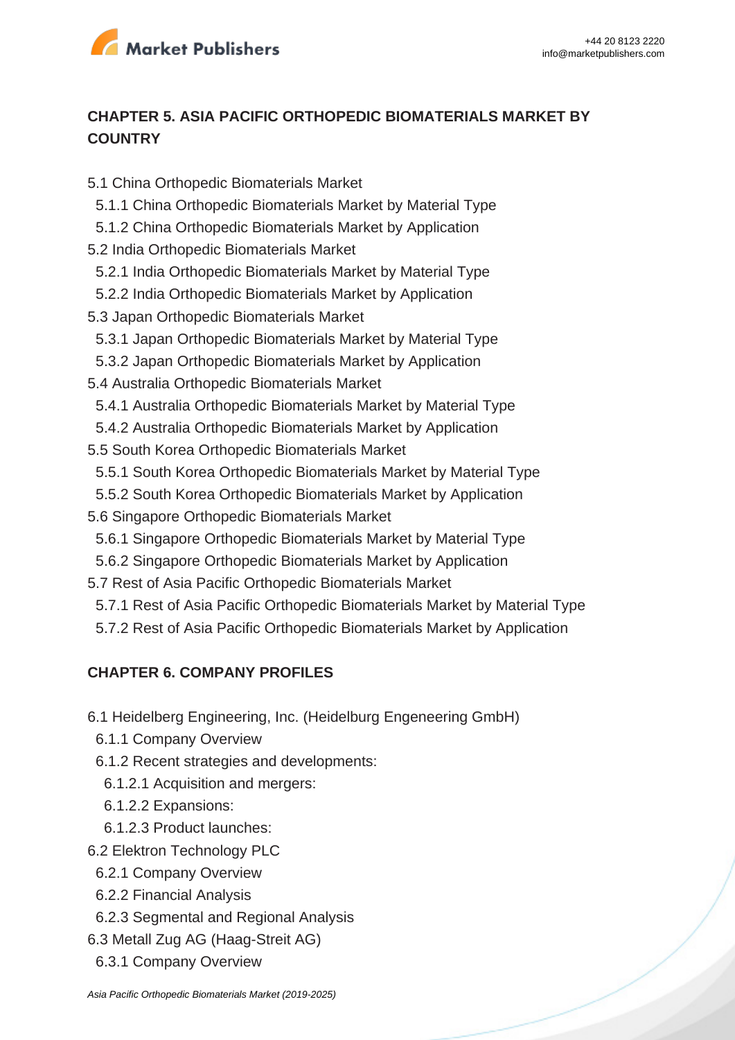## CHAPTER 5. ASIA PACIFIC ORTHOPEDIC BIOMATERIALS MARKET BY COUNTRY

5.1 China Orthopedic Biomaterials Market
  5.1.1 China Orthopedic Biomaterials Market by Material Type
  5.1.2 China Orthopedic Biomaterials Market by Application
5.2 India Orthopedic Biomaterials Market
  5.2.1 India Orthopedic Biomaterials Market by Material Type
  5.2.2 India Orthopedic Biomaterials Market by Application
5.3 Japan Orthopedic Biomaterials Market
  5.3.1 Japan Orthopedic Biomaterials Market by Material Type
  5.3.2 Japan Orthopedic Biomaterials Market by Application
5.4 Australia Orthopedic Biomaterials Market
  5.4.1 Australia Orthopedic Biomaterials Market by Material Type
  5.4.2 Australia Orthopedic Biomaterials Market by Application
5.5 South Korea Orthopedic Biomaterials Market
  5.5.1 South Korea Orthopedic Biomaterials Market by Material Type
  5.5.2 South Korea Orthopedic Biomaterials Market by Application
5.6 Singapore Orthopedic Biomaterials Market
  5.6.1 Singapore Orthopedic Biomaterials Market by Material Type
  5.6.2 Singapore Orthopedic Biomaterials Market by Application
5.7 Rest of Asia Pacific Orthopedic Biomaterials Market
  5.7.1 Rest of Asia Pacific Orthopedic Biomaterials Market by Material Type
  5.7.2 Rest of Asia Pacific Orthopedic Biomaterials Market by Application

## CHAPTER 6. COMPANY PROFILES

6.1 Heidelberg Engineering, Inc. (Heidelburg Engeneering GmbH)
  6.1.1 Company Overview
  6.1.2 Recent strategies and developments:
    6.1.2.1 Acquisition and mergers:
    6.1.2.2 Expansions:
    6.1.2.3 Product launches:
6.2 Elektron Technology PLC
  6.2.1 Company Overview
  6.2.2 Financial Analysis
  6.2.3 Segmental and Regional Analysis
6.3 Metall Zug AG (Haag-Streit AG)
  6.3.1 Company Overview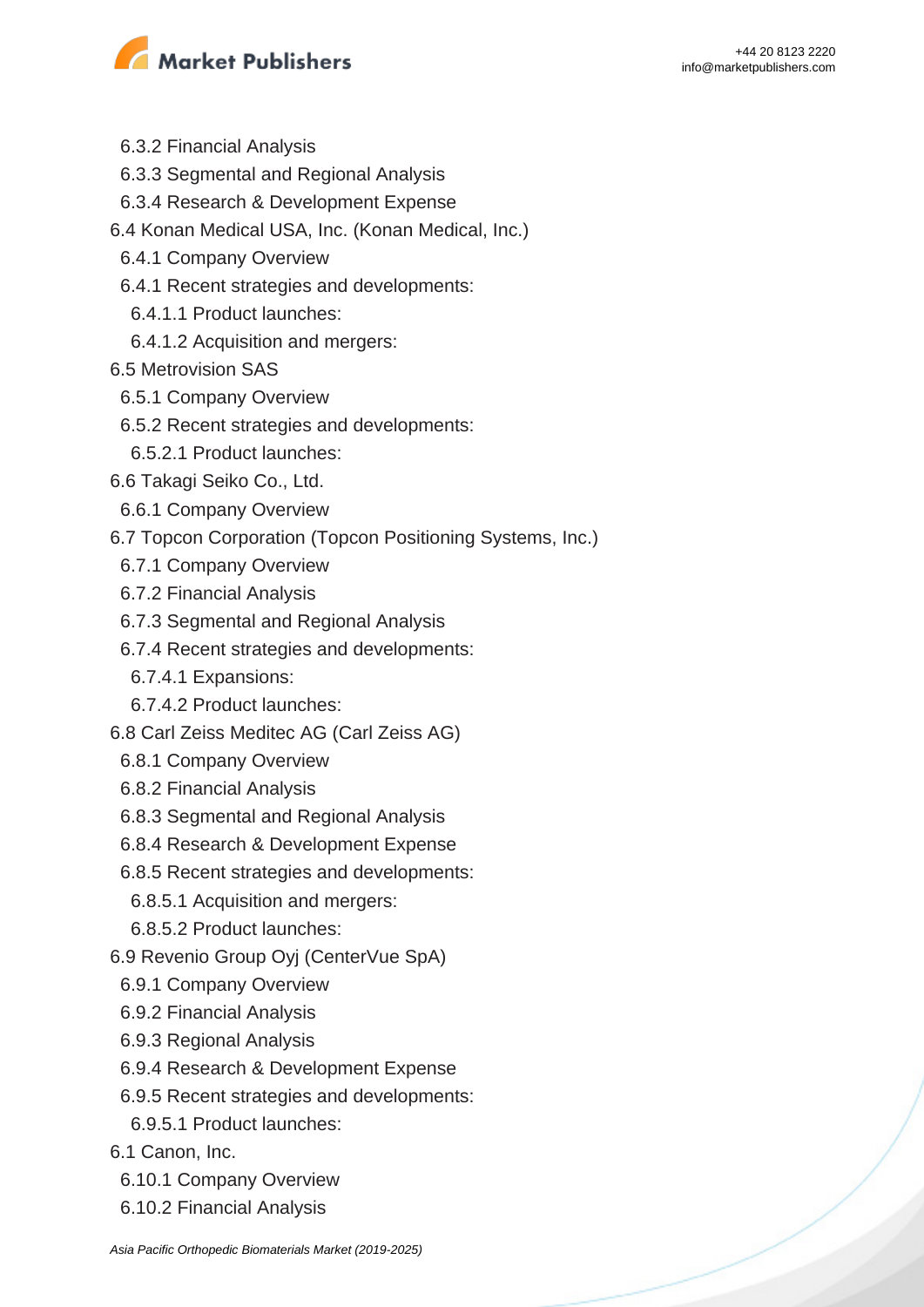- 6.3.2 Financial Analysis
- 6.3.3 Segmental and Regional Analysis
- 6.3.4 Research & Development Expense

6.4 Konan Medical USA, Inc. (Konan Medical, Inc.)

- 6.4.1 Company Overview
- 6.4.1 Recent strategies and developments:
  - 6.4.1.1 Product launches:
  - 6.4.1.2 Acquisition and mergers:

6.5 Metrovision SAS

- 6.5.1 Company Overview
- 6.5.2 Recent strategies and developments:
  - 6.5.2.1 Product launches:

6.6 Takagi Seiko Co., Ltd.

- 6.6.1 Company Overview

6.7 Topcon Corporation (Topcon Positioning Systems, Inc.)

- 6.7.1 Company Overview
- 6.7.2 Financial Analysis
- 6.7.3 Segmental and Regional Analysis
- 6.7.4 Recent strategies and developments:
  - 6.7.4.1 Expansions:
  - 6.7.4.2 Product launches:

6.8 Carl Zeiss Meditec AG (Carl Zeiss AG)

- 6.8.1 Company Overview
- 6.8.2 Financial Analysis
- 6.8.3 Segmental and Regional Analysis
- 6.8.4 Research & Development Expense
- 6.8.5 Recent strategies and developments:
  - 6.8.5.1 Acquisition and mergers:
  - 6.8.5.2 Product launches:

6.9 Revenio Group Oyj (CenterVue SpA)

- 6.9.1 Company Overview
- 6.9.2 Financial Analysis
- 6.9.3 Regional Analysis
- 6.9.4 Research & Development Expense
- 6.9.5 Recent strategies and developments:
  - 6.9.5.1 Product launches:

6.1 Canon, Inc.

- 6.10.1 Company Overview
- 6.10.2 Financial Analysis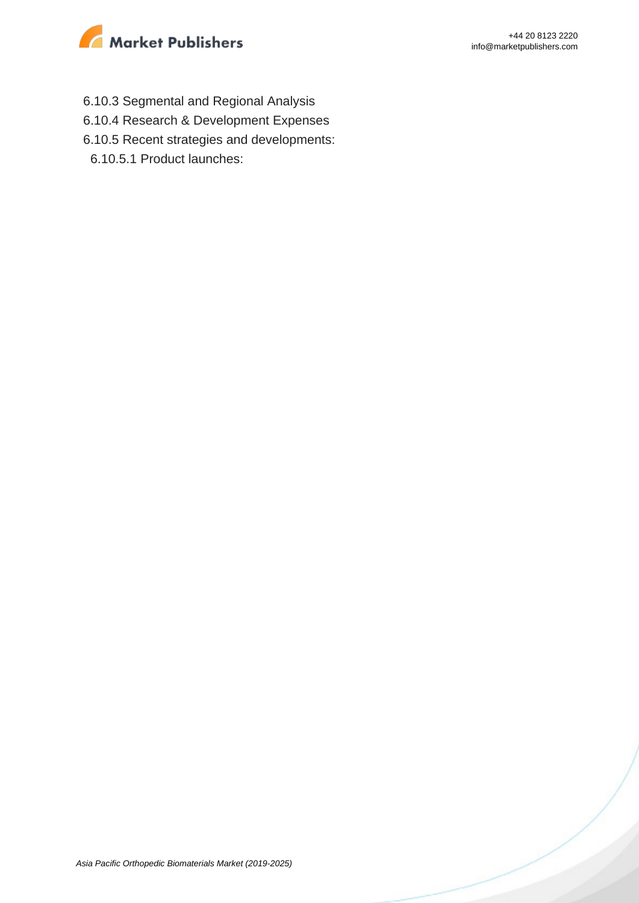6.10.3 Segmental and Regional Analysis

6.10.4 Research & Development Expenses

6.10.5 Recent strategies and developments:

6.10.5.1 Product launches: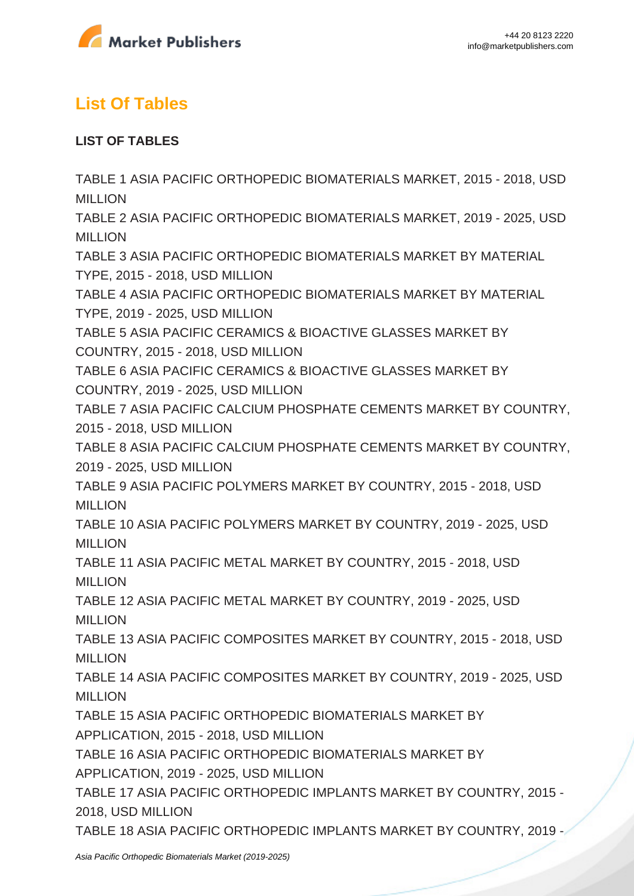## List Of Tables

**LIST OF TABLES**

TABLE 1 ASIA PACIFIC ORTHOPEDIC BIOMATERIALS MARKET, 2015 - 2018, USD MILLION
TABLE 2 ASIA PACIFIC ORTHOPEDIC BIOMATERIALS MARKET, 2019 - 2025, USD MILLION
TABLE 3 ASIA PACIFIC ORTHOPEDIC BIOMATERIALS MARKET BY MATERIAL TYPE, 2015 - 2018, USD MILLION
TABLE 4 ASIA PACIFIC ORTHOPEDIC BIOMATERIALS MARKET BY MATERIAL TYPE, 2019 - 2025, USD MILLION
TABLE 5 ASIA PACIFIC CERAMICS & BIOACTIVE GLASSES MARKET BY COUNTRY, 2015 - 2018, USD MILLION
TABLE 6 ASIA PACIFIC CERAMICS & BIOACTIVE GLASSES MARKET BY COUNTRY, 2019 - 2025, USD MILLION
TABLE 7 ASIA PACIFIC CALCIUM PHOSPHATE CEMENTS MARKET BY COUNTRY, 2015 - 2018, USD MILLION
TABLE 8 ASIA PACIFIC CALCIUM PHOSPHATE CEMENTS MARKET BY COUNTRY, 2019 - 2025, USD MILLION
TABLE 9 ASIA PACIFIC POLYMERS MARKET BY COUNTRY, 2015 - 2018, USD MILLION
TABLE 10 ASIA PACIFIC POLYMERS MARKET BY COUNTRY, 2019 - 2025, USD MILLION
TABLE 11 ASIA PACIFIC METAL MARKET BY COUNTRY, 2015 - 2018, USD MILLION
TABLE 12 ASIA PACIFIC METAL MARKET BY COUNTRY, 2019 - 2025, USD MILLION
TABLE 13 ASIA PACIFIC COMPOSITES MARKET BY COUNTRY, 2015 - 2018, USD MILLION
TABLE 14 ASIA PACIFIC COMPOSITES MARKET BY COUNTRY, 2019 - 2025, USD MILLION
TABLE 15 ASIA PACIFIC ORTHOPEDIC BIOMATERIALS MARKET BY APPLICATION, 2015 - 2018, USD MILLION
TABLE 16 ASIA PACIFIC ORTHOPEDIC BIOMATERIALS MARKET BY APPLICATION, 2019 - 2025, USD MILLION
TABLE 17 ASIA PACIFIC ORTHOPEDIC IMPLANTS MARKET BY COUNTRY, 2015 - 2018, USD MILLION
TABLE 18 ASIA PACIFIC ORTHOPEDIC IMPLANTS MARKET BY COUNTRY, 2019 -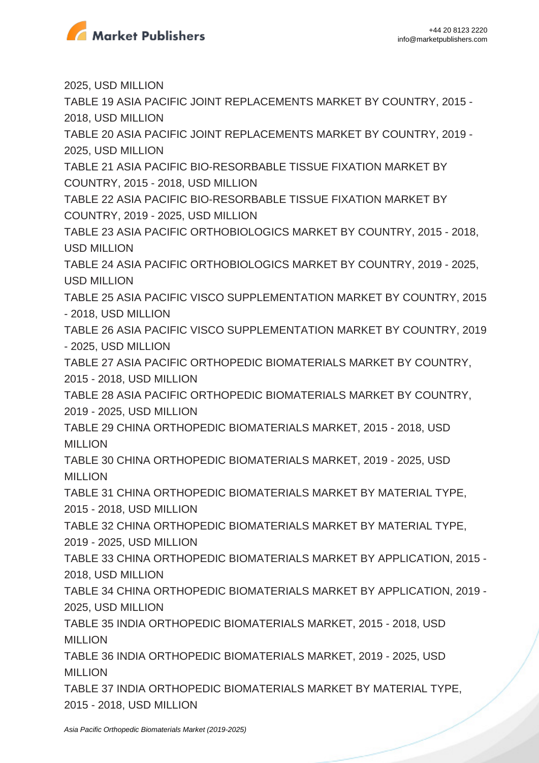2025, USD MILLION

TABLE 19 ASIA PACIFIC JOINT REPLACEMENTS MARKET BY COUNTRY, 2015 - 2018, USD MILLION

TABLE 20 ASIA PACIFIC JOINT REPLACEMENTS MARKET BY COUNTRY, 2019 - 2025, USD MILLION

TABLE 21 ASIA PACIFIC BIO-RESORBABLE TISSUE FIXATION MARKET BY COUNTRY, 2015 - 2018, USD MILLION

TABLE 22 ASIA PACIFIC BIO-RESORBABLE TISSUE FIXATION MARKET BY COUNTRY, 2019 - 2025, USD MILLION

TABLE 23 ASIA PACIFIC ORTHOBIOLOGICS MARKET BY COUNTRY, 2015 - 2018, USD MILLION

TABLE 24 ASIA PACIFIC ORTHOBIOLOGICS MARKET BY COUNTRY, 2019 - 2025, USD MILLION

TABLE 25 ASIA PACIFIC VISCO SUPPLEMENTATION MARKET BY COUNTRY, 2015 - 2018, USD MILLION

TABLE 26 ASIA PACIFIC VISCO SUPPLEMENTATION MARKET BY COUNTRY, 2019 - 2025, USD MILLION

TABLE 27 ASIA PACIFIC ORTHOPEDIC BIOMATERIALS MARKET BY COUNTRY, 2015 - 2018, USD MILLION

TABLE 28 ASIA PACIFIC ORTHOPEDIC BIOMATERIALS MARKET BY COUNTRY, 2019 - 2025, USD MILLION

TABLE 29 CHINA ORTHOPEDIC BIOMATERIALS MARKET, 2015 - 2018, USD MILLION

TABLE 30 CHINA ORTHOPEDIC BIOMATERIALS MARKET, 2019 - 2025, USD MILLION

TABLE 31 CHINA ORTHOPEDIC BIOMATERIALS MARKET BY MATERIAL TYPE, 2015 - 2018, USD MILLION

TABLE 32 CHINA ORTHOPEDIC BIOMATERIALS MARKET BY MATERIAL TYPE, 2019 - 2025, USD MILLION

TABLE 33 CHINA ORTHOPEDIC BIOMATERIALS MARKET BY APPLICATION, 2015 - 2018, USD MILLION

TABLE 34 CHINA ORTHOPEDIC BIOMATERIALS MARKET BY APPLICATION, 2019 - 2025, USD MILLION

TABLE 35 INDIA ORTHOPEDIC BIOMATERIALS MARKET, 2015 - 2018, USD MILLION

TABLE 36 INDIA ORTHOPEDIC BIOMATERIALS MARKET, 2019 - 2025, USD MILLION

TABLE 37 INDIA ORTHOPEDIC BIOMATERIALS MARKET BY MATERIAL TYPE, 2015 - 2018, USD MILLION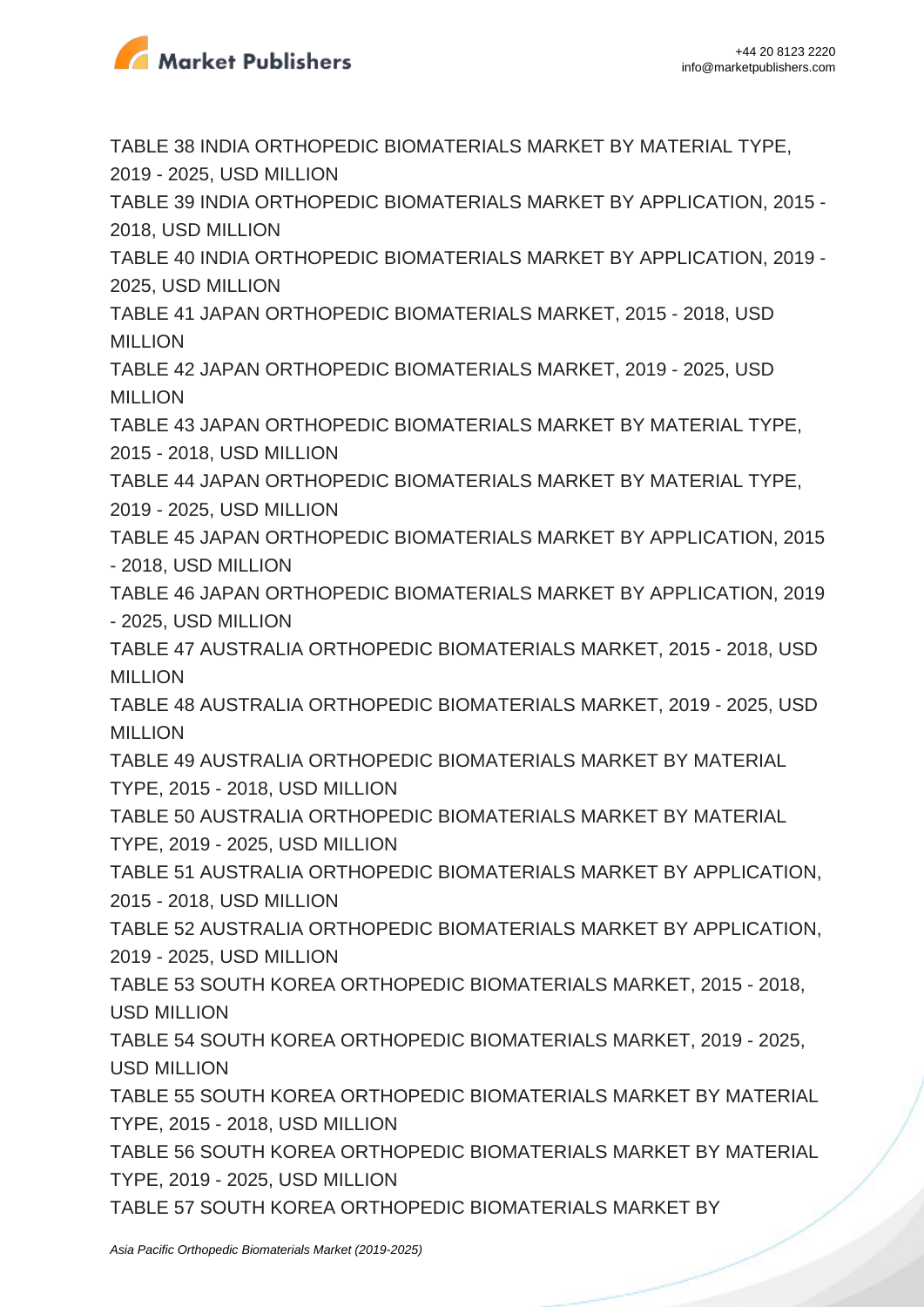TABLE 38 INDIA ORTHOPEDIC BIOMATERIALS MARKET BY MATERIAL TYPE, 2019 - 2025, USD MILLION
TABLE 39 INDIA ORTHOPEDIC BIOMATERIALS MARKET BY APPLICATION, 2015 - 2018, USD MILLION
TABLE 40 INDIA ORTHOPEDIC BIOMATERIALS MARKET BY APPLICATION, 2019 - 2025, USD MILLION
TABLE 41 JAPAN ORTHOPEDIC BIOMATERIALS MARKET, 2015 - 2018, USD MILLION
TABLE 42 JAPAN ORTHOPEDIC BIOMATERIALS MARKET, 2019 - 2025, USD MILLION
TABLE 43 JAPAN ORTHOPEDIC BIOMATERIALS MARKET BY MATERIAL TYPE, 2015 - 2018, USD MILLION
TABLE 44 JAPAN ORTHOPEDIC BIOMATERIALS MARKET BY MATERIAL TYPE, 2019 - 2025, USD MILLION
TABLE 45 JAPAN ORTHOPEDIC BIOMATERIALS MARKET BY APPLICATION, 2015 - 2018, USD MILLION
TABLE 46 JAPAN ORTHOPEDIC BIOMATERIALS MARKET BY APPLICATION, 2019 - 2025, USD MILLION
TABLE 47 AUSTRALIA ORTHOPEDIC BIOMATERIALS MARKET, 2015 - 2018, USD MILLION
TABLE 48 AUSTRALIA ORTHOPEDIC BIOMATERIALS MARKET, 2019 - 2025, USD MILLION
TABLE 49 AUSTRALIA ORTHOPEDIC BIOMATERIALS MARKET BY MATERIAL TYPE, 2015 - 2018, USD MILLION
TABLE 50 AUSTRALIA ORTHOPEDIC BIOMATERIALS MARKET BY MATERIAL TYPE, 2019 - 2025, USD MILLION
TABLE 51 AUSTRALIA ORTHOPEDIC BIOMATERIALS MARKET BY APPLICATION, 2015 - 2018, USD MILLION
TABLE 52 AUSTRALIA ORTHOPEDIC BIOMATERIALS MARKET BY APPLICATION, 2019 - 2025, USD MILLION
TABLE 53 SOUTH KOREA ORTHOPEDIC BIOMATERIALS MARKET, 2015 - 2018, USD MILLION
TABLE 54 SOUTH KOREA ORTHOPEDIC BIOMATERIALS MARKET, 2019 - 2025, USD MILLION
TABLE 55 SOUTH KOREA ORTHOPEDIC BIOMATERIALS MARKET BY MATERIAL TYPE, 2015 - 2018, USD MILLION
TABLE 56 SOUTH KOREA ORTHOPEDIC BIOMATERIALS MARKET BY MATERIAL TYPE, 2019 - 2025, USD MILLION
TABLE 57 SOUTH KOREA ORTHOPEDIC BIOMATERIALS MARKET BY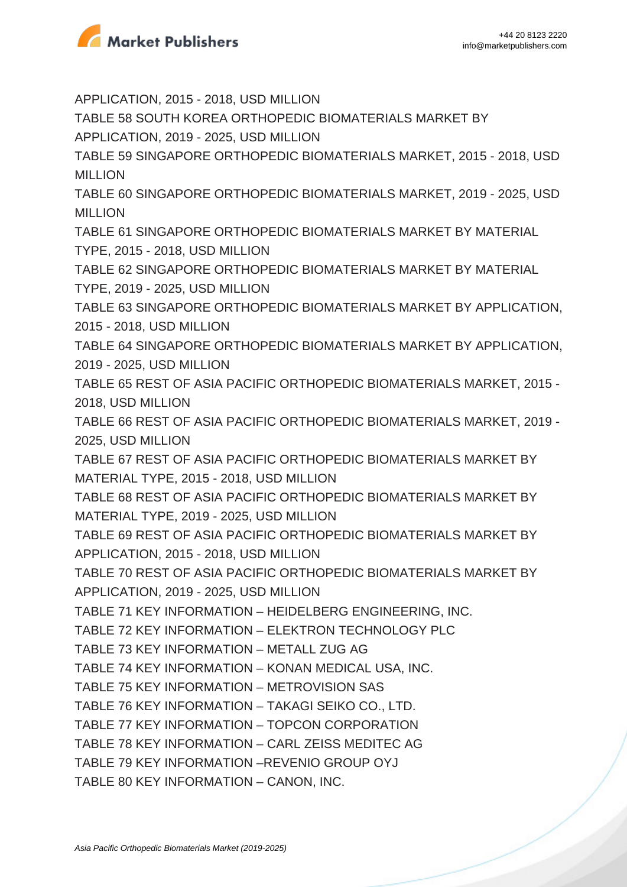APPLICATION, 2015 - 2018, USD MILLION

TABLE 58 SOUTH KOREA ORTHOPEDIC BIOMATERIALS MARKET BY APPLICATION, 2019 - 2025, USD MILLION

TABLE 59 SINGAPORE ORTHOPEDIC BIOMATERIALS MARKET, 2015 - 2018, USD MILLION

TABLE 60 SINGAPORE ORTHOPEDIC BIOMATERIALS MARKET, 2019 - 2025, USD MILLION

TABLE 61 SINGAPORE ORTHOPEDIC BIOMATERIALS MARKET BY MATERIAL TYPE, 2015 - 2018, USD MILLION

TABLE 62 SINGAPORE ORTHOPEDIC BIOMATERIALS MARKET BY MATERIAL TYPE, 2019 - 2025, USD MILLION

TABLE 63 SINGAPORE ORTHOPEDIC BIOMATERIALS MARKET BY APPLICATION, 2015 - 2018, USD MILLION

TABLE 64 SINGAPORE ORTHOPEDIC BIOMATERIALS MARKET BY APPLICATION, 2019 - 2025, USD MILLION

TABLE 65 REST OF ASIA PACIFIC ORTHOPEDIC BIOMATERIALS MARKET, 2015 - 2018, USD MILLION

TABLE 66 REST OF ASIA PACIFIC ORTHOPEDIC BIOMATERIALS MARKET, 2019 - 2025, USD MILLION

TABLE 67 REST OF ASIA PACIFIC ORTHOPEDIC BIOMATERIALS MARKET BY MATERIAL TYPE, 2015 - 2018, USD MILLION

TABLE 68 REST OF ASIA PACIFIC ORTHOPEDIC BIOMATERIALS MARKET BY MATERIAL TYPE, 2019 - 2025, USD MILLION

TABLE 69 REST OF ASIA PACIFIC ORTHOPEDIC BIOMATERIALS MARKET BY APPLICATION, 2015 - 2018, USD MILLION

TABLE 70 REST OF ASIA PACIFIC ORTHOPEDIC BIOMATERIALS MARKET BY APPLICATION, 2019 - 2025, USD MILLION

TABLE 71 KEY INFORMATION – HEIDELBERG ENGINEERING, INC.

TABLE 72 KEY INFORMATION – ELEKTRON TECHNOLOGY PLC

TABLE 73 KEY INFORMATION – METALL ZUG AG

TABLE 74 KEY INFORMATION – KONAN MEDICAL USA, INC.

TABLE 75 KEY INFORMATION – METROVISION SAS

TABLE 76 KEY INFORMATION – TAKAGI SEIKO CO., LTD.

TABLE 77 KEY INFORMATION – TOPCON CORPORATION

TABLE 78 KEY INFORMATION – CARL ZEISS MEDITEC AG

TABLE 79 KEY INFORMATION –REVENIO GROUP OYJ

TABLE 80 KEY INFORMATION – CANON, INC.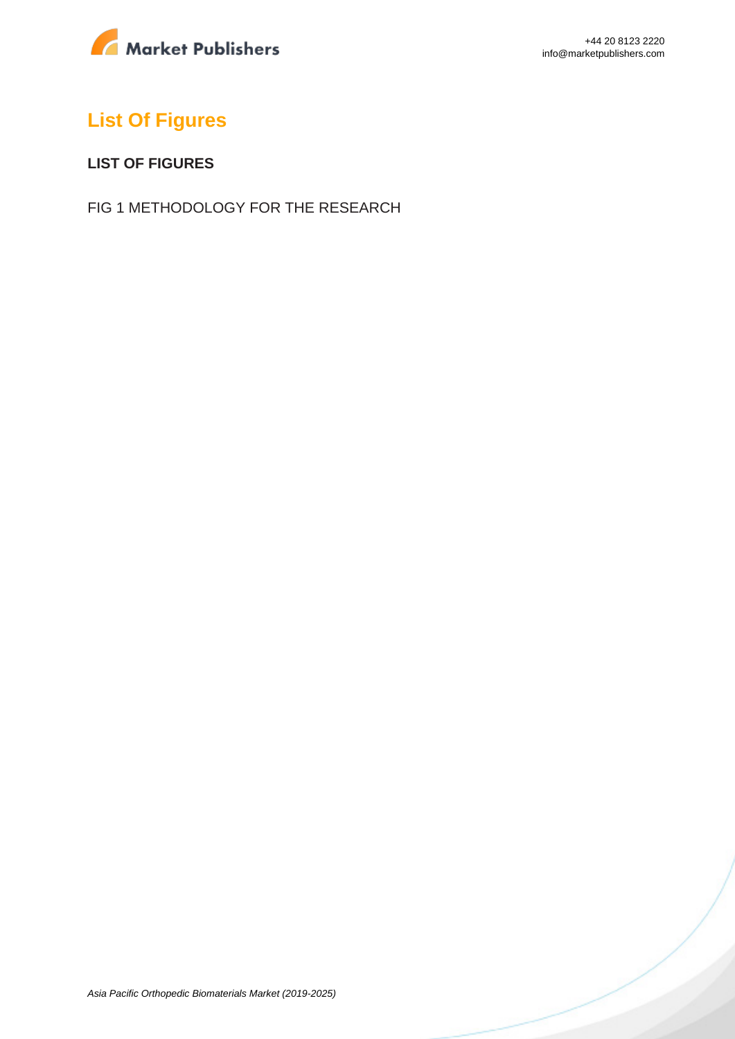## List Of Figures

**LIST OF FIGURES**

FIG 1 METHODOLOGY FOR THE RESEARCH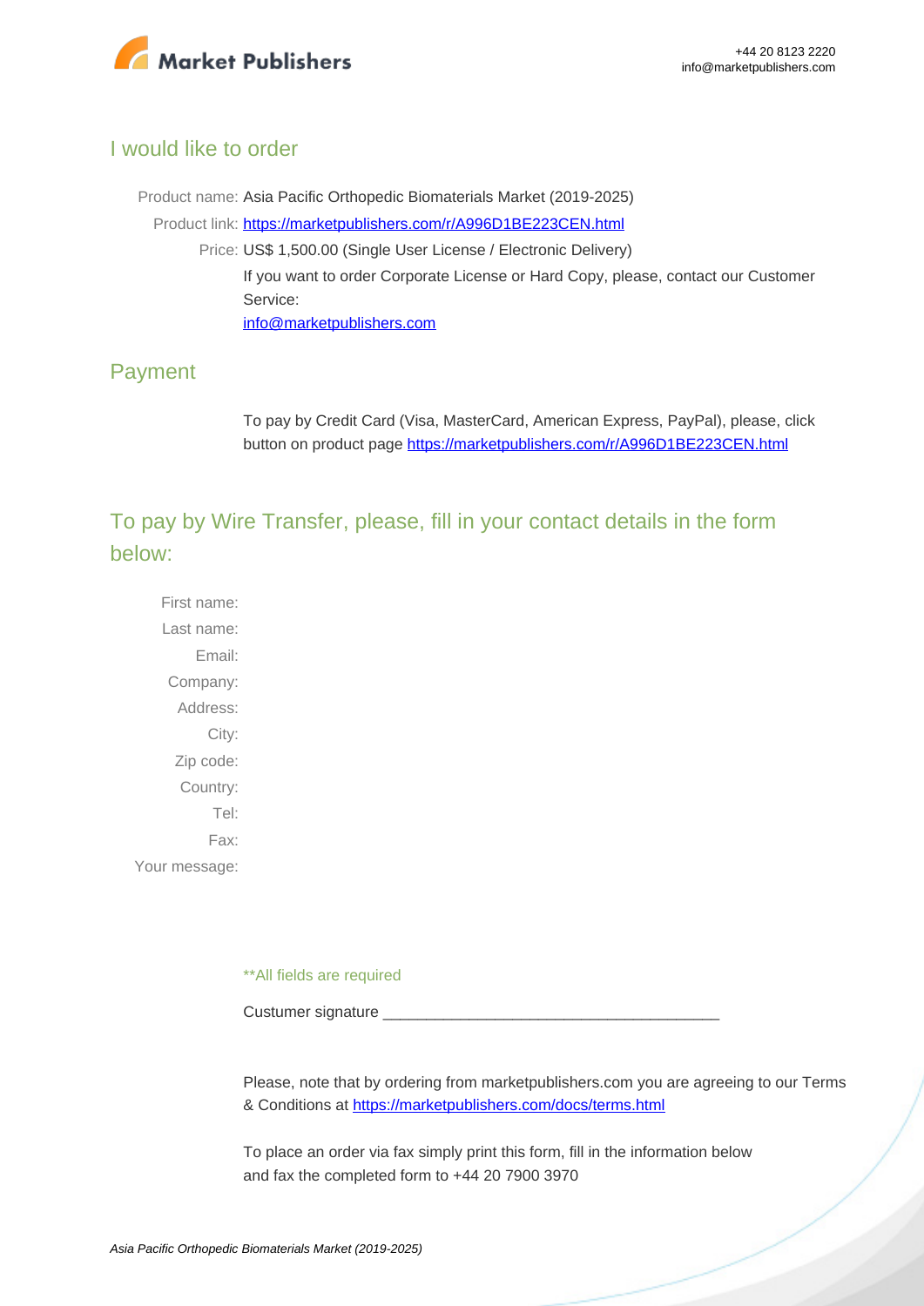## I would like to order

Product name: Asia Pacific Orthopedic Biomaterials Market (2019-2025)

Product link: https://marketpublishers.com/r/A996D1BE223CEN.html

Price: US$ 1,500.00 (Single User License / Electronic Delivery)

If you want to order Corporate License or Hard Copy, please, contact our Customer Service:

info@marketpublishers.com

## Payment

To pay by Credit Card (Visa, MasterCard, American Express, PayPal), please, click button on product page https://marketpublishers.com/r/A996D1BE223CEN.html

## To pay by Wire Transfer, please, fill in your contact details in the form below:

First name:

Last name:

Email:

Company:

Address:

City:

Zip code:

Country:

Tel:

Fax:

Your message:

**All fields are required

Custumer signature _______________________________________

Please, note that by ordering from marketpublishers.com you are agreeing to our Terms & Conditions at https://marketpublishers.com/docs/terms.html

To place an order via fax simply print this form, fill in the information below and fax the completed form to +44 20 7900 3970